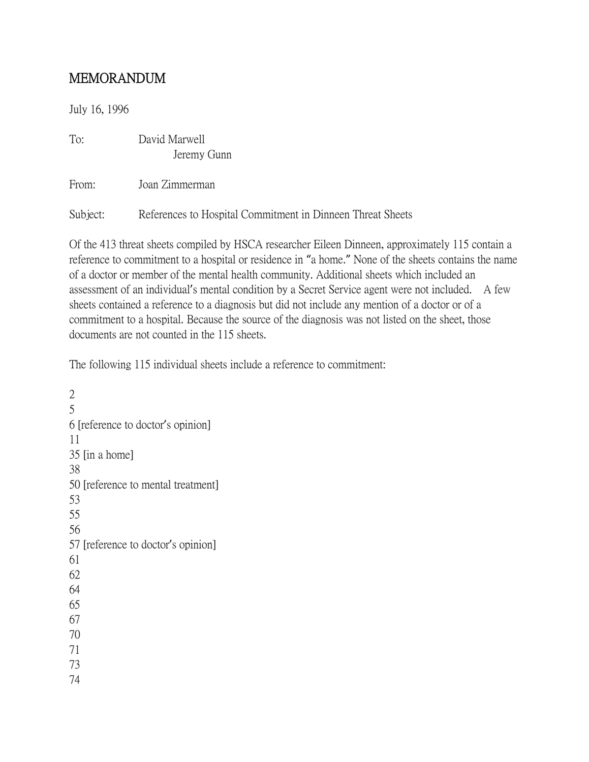# MEMORANDUM

July 16, 1996

To: David Marwell
Jeremy Gunn

From: Joan Zimmerman

Subject: References to Hospital Commitment in Dinneen Threat Sheets

Of the 413 threat sheets compiled by HSCA researcher Eileen Dinneen, approximately 115 contain a reference to commitment to a hospital or residence in "a home." None of the sheets contains the name of a doctor or member of the mental health community. Additional sheets which included an assessment of an individual's mental condition by a Secret Service agent were not included. A few sheets contained a reference to a diagnosis but did not include any mention of a doctor or of a commitment to a hospital. Because the source of the diagnosis was not listed on the sheet, those documents are not counted in the 115 sheets.

The following 115 individual sheets include a reference to commitment:

2
5
6 [reference to doctor's opinion]
11
35 [in a home]
38
50 [reference to mental treatment]
53
55
56
57 [reference to doctor's opinion]
61
62
64
65
67
70
71
73
74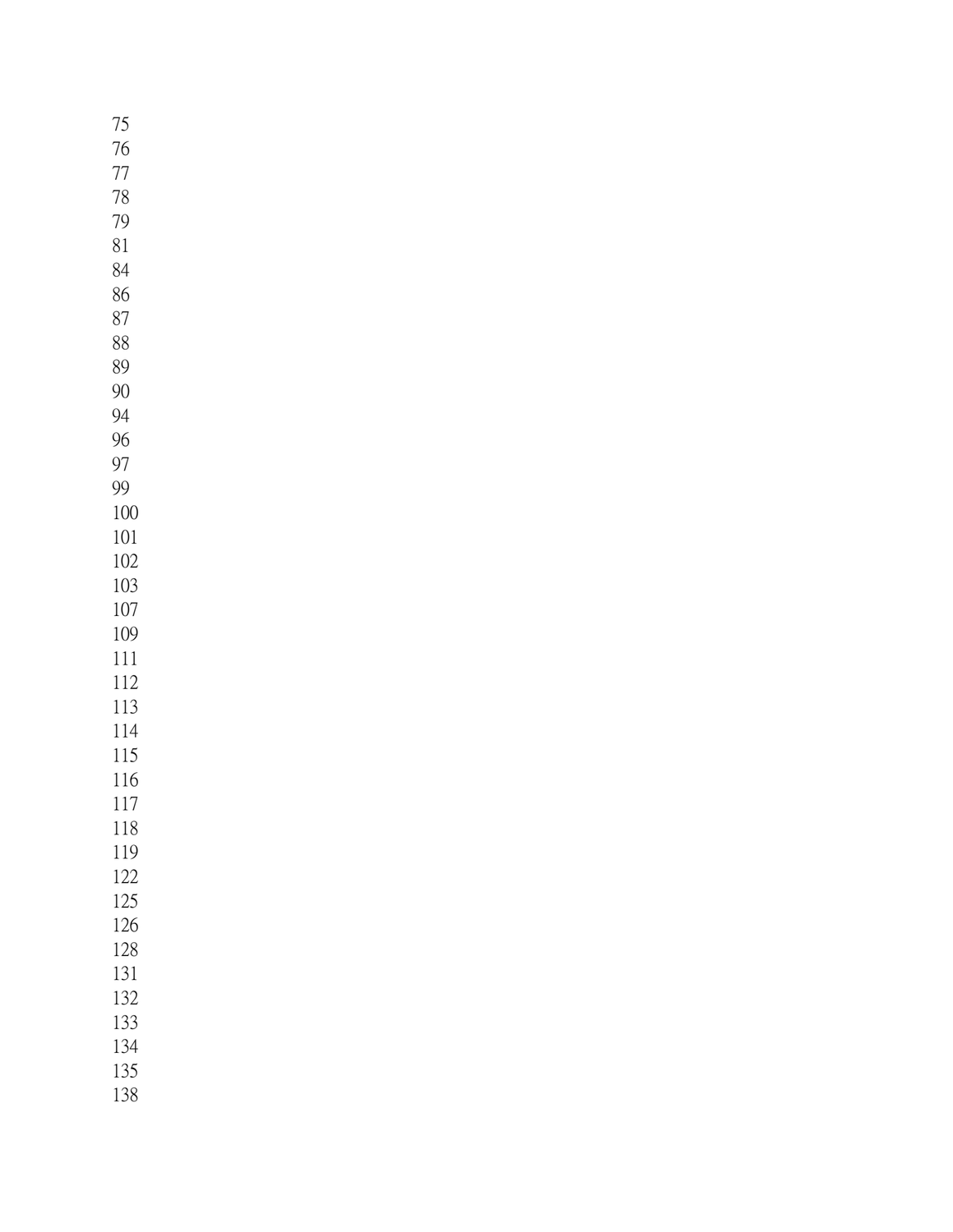75
76
77
78
79
81
84
86
87
88
89
90
94
96
97
99
100
101
102
103
107
109
111
112
113
114
115
116
117
118
119
122
125
126
128
131
132
133
134
135
138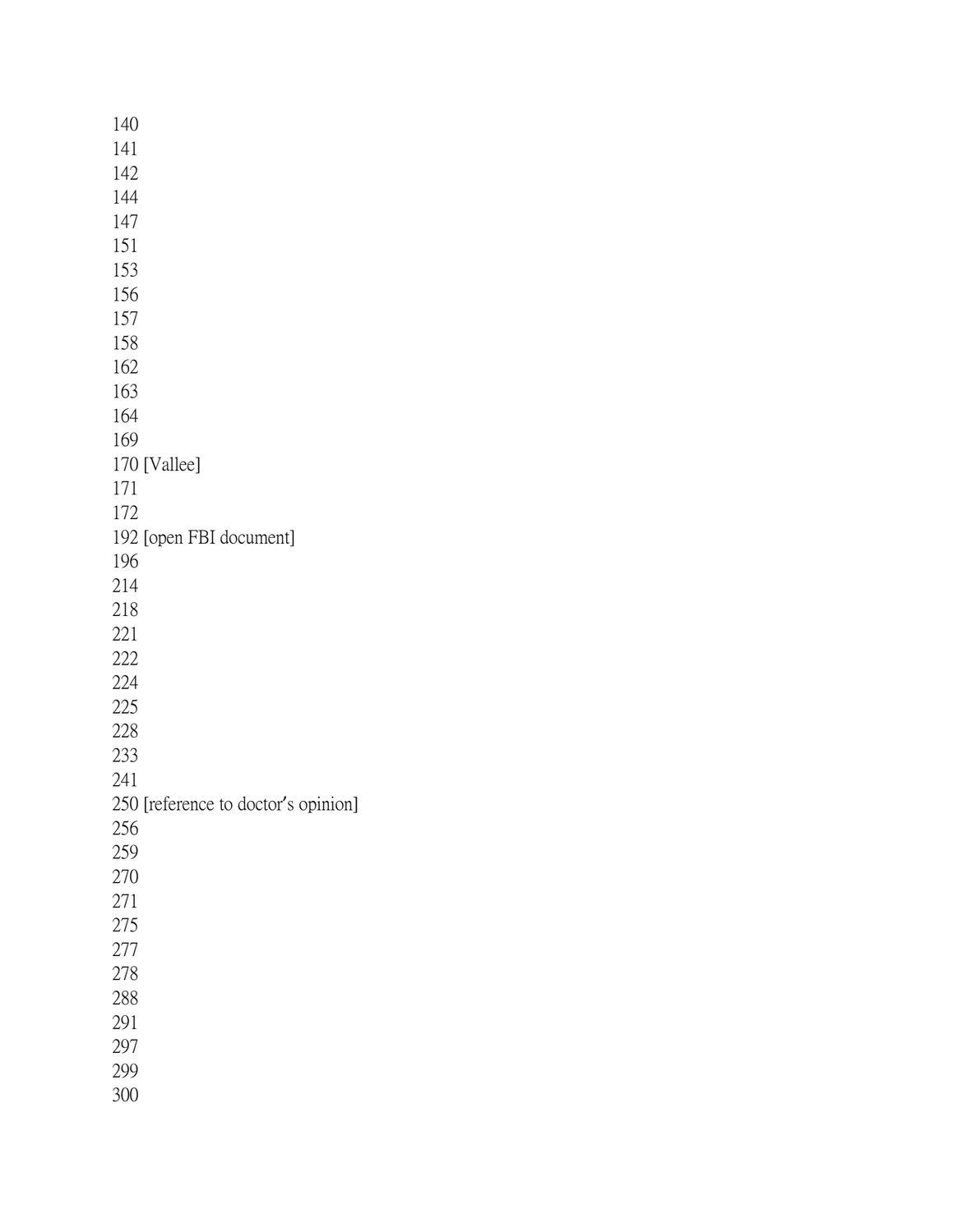140
141
142
144
147
151
153
156
157
158
162
163
164
169
170 [Vallee]
171
172
192 [open FBI document]
196
214
218
221
222
224
225
228
233
241
250 [reference to doctor's opinion]
256
259
270
271
275
277
278
288
291
297
299
300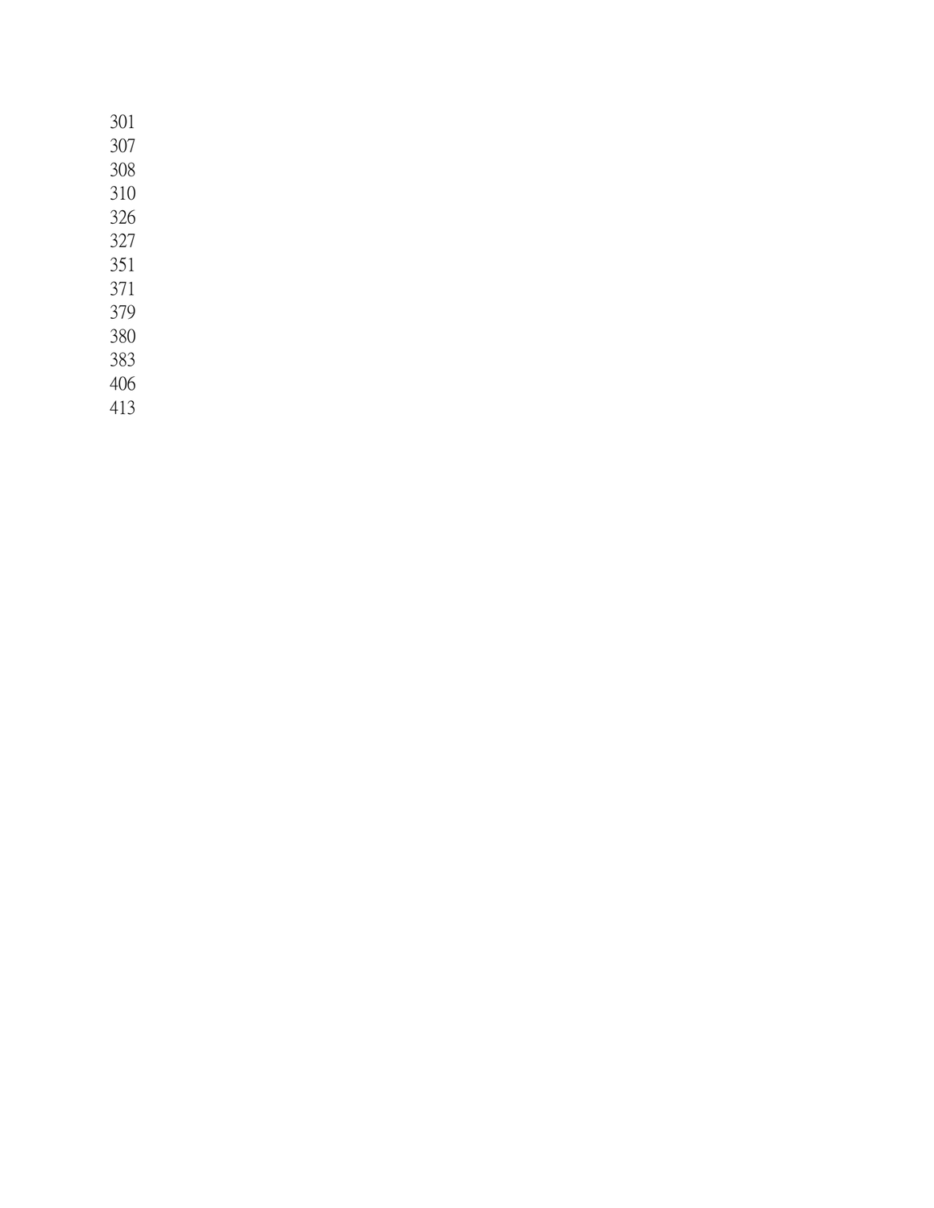301
307
308
310
326
327
351
371
379
380
383
406
413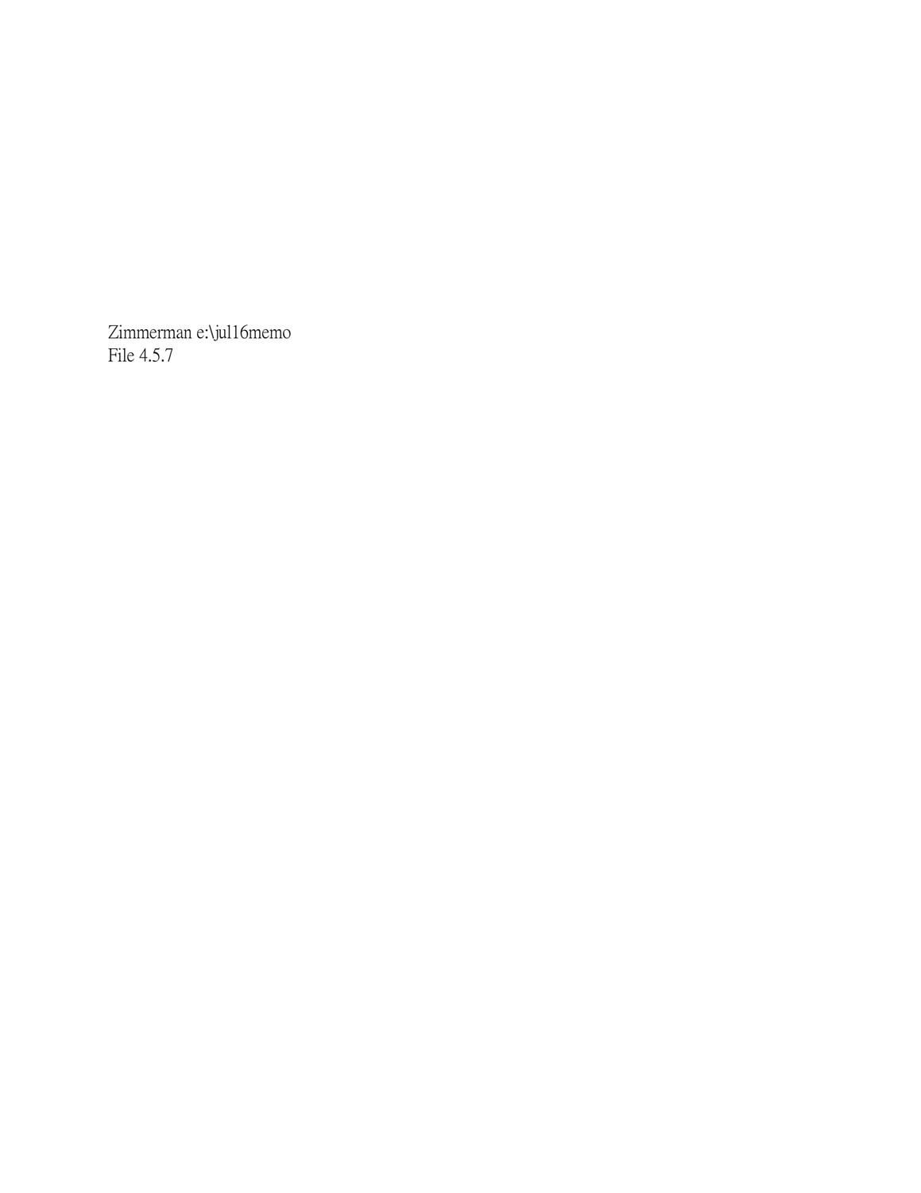Zimmerman e:\jul16memo
File 4.5.7